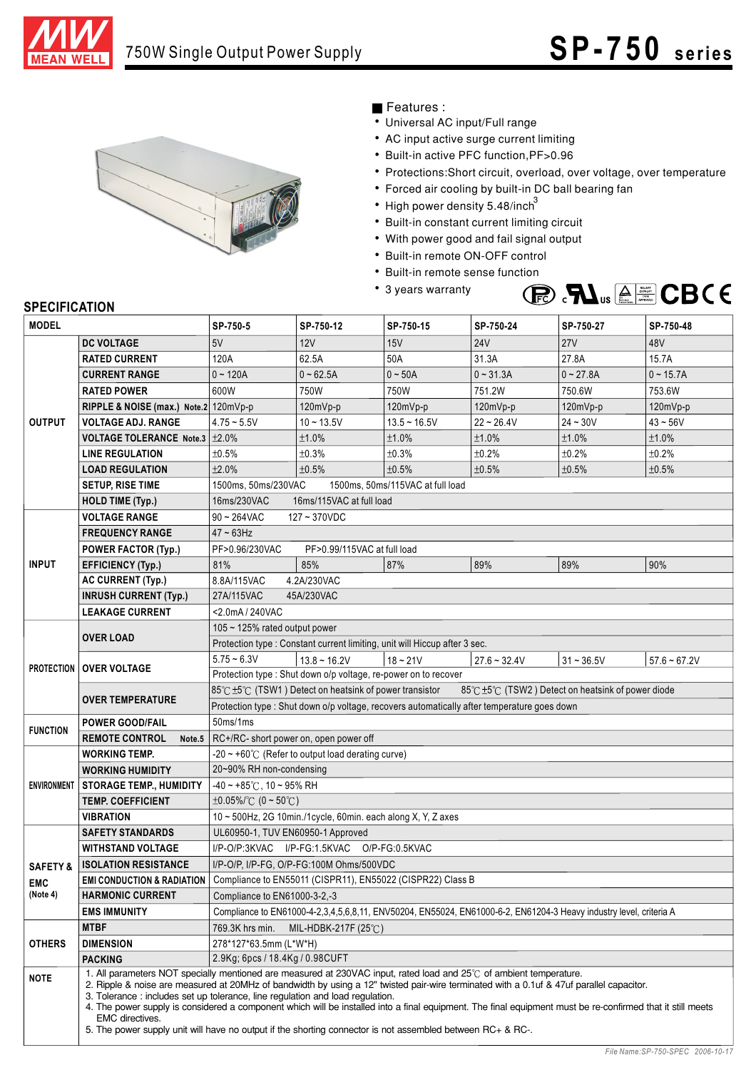# 750W Single Output Power Supply

# SP-750 series

## Features :

- Universal AC input/Full range
- AC input active surge current limiting
- Built-in active PFC function,PF>0.96
- Protections:Short circuit, overload, over voltage, over temperature
- Forced air cooling by built-in DC ball bearing fan
- High power density 5.48/inch$^3$
- Built-in constant current limiting circuit
- With power good and fail signal output
- Built-in remote ON-OFF control
- Built-in remote sense function
- 3 years warranty

## SPECIFICATION

| MODEL | | SP-750-5 | SP-750-12 | SP-750-15 | SP-750-24 | SP-750-27 | SP-750-48 |
|---|---|---|---|---|---|---|---|
| OUTPUT | DC VOLTAGE | 5V | 12V | 15V | 24V | 27V | 48V |
| | RATED CURRENT | 120A | 62.5A | 50A | 31.3A | 27.8A | 15.7A |
| | CURRENT RANGE | 0 ~ 120A | 0 ~ 62.5A | 0 ~ 50A | 0 ~ 31.3A | 0 ~ 27.8A | 0 ~ 15.7A |
| | RATED POWER | 600W | 750W | 750W | 751.2W | 750.6W | 753.6W |
| | RIPPLE & NOISE (max.) Note.2 | 120mVp-p | 120mVp-p | 120mVp-p | 120mVp-p | 120mVp-p | 120mVp-p |
| | VOLTAGE ADJ. RANGE | 4.75 ~ 5.5V | 10 ~ 13.5V | 13.5 ~ 16.5V | 22 ~ 26.4V | 24 ~ 30V | 43 ~ 56V |
| | VOLTAGE TOLERANCE Note.3 | ±2.0% | ±1.0% | ±1.0% | ±1.0% | ±1.0% | ±1.0% |
| | LINE REGULATION | ±0.5% | ±0.3% | ±0.3% | ±0.2% | ±0.2% | ±0.2% |
| | LOAD REGULATION | ±2.0% | ±0.5% | ±0.5% | ±0.5% | ±0.5% | ±0.5% |
| | SETUP, RISE TIME | 1500ms, 50ms/230VAC &nbsp;&nbsp; 1500ms, 50ms/115VAC at full load | | | | | |
| | HOLD TIME (Typ.) | 16ms/230VAC &nbsp;&nbsp; 16ms/115VAC at full load | | | | | |
| INPUT | VOLTAGE RANGE | 90 ~ 264VAC &nbsp;&nbsp; 127 ~ 370VDC | | | | | |
| | FREQUENCY RANGE | 47 ~ 63Hz | | | | | |
| | POWER FACTOR (Typ.) | PF>0.96/230VAC &nbsp;&nbsp; PF>0.99/115VAC at full load | | | | | |
| | EFFICIENCY (Typ.) | 81% | 85% | 87% | 89% | 89% | 90% |
| | AC CURRENT (Typ.) | 8.8A/115VAC &nbsp;&nbsp; 4.2A/230VAC | | | | | |
| | INRUSH CURRENT (Typ.) | 27A/115VAC &nbsp;&nbsp; 45A/230VAC | | | | | |
| | LEAKAGE CURRENT | <2.0mA / 240VAC | | | | | |
| PROTECTION | OVER LOAD | 105 ~ 125% rated output power | | | | | |
| | | Protection type : Constant current limiting, unit will Hiccup after 3 sec. | | | | | |
| | OVER VOLTAGE | 5.75 ~ 6.3V | 13.8 ~ 16.2V | 18 ~ 21V | 27.6 ~ 32.4V | 31 ~ 36.5V | 57.6 ~ 67.2V |
| | | Protection type : Shut down o/p voltage, re-power on to recover | | | | | |
| | OVER TEMPERATURE | 85℃±5℃ (TSW1) Detect on heatsink of power transistor &nbsp;&nbsp; 85℃±5℃ (TSW2) Detect on heatsink of power diode | | | | | |
| | | Protection type : Shut down o/p voltage, recovers automatically after temperature goes down | | | | | |
| FUNCTION | POWER GOOD/FAIL | 50ms/1ms | | | | | |
| | REMOTE CONTROL Note.5 | RC+/RC- short power on, open power off | | | | | |
| ENVIRONMENT | WORKING TEMP. | -20 ~ +60℃ (Refer to output load derating curve) | | | | | |
| | WORKING HUMIDITY | 20~90% RH non-condensing | | | | | |
| | STORAGE TEMP., HUMIDITY | -40 ~ +85℃, 10 ~ 95% RH | | | | | |
| | TEMP. COEFFICIENT | ±0.05%/℃ (0 ~ 50℃) | | | | | |
| | VIBRATION | 10 ~ 500Hz, 2G 10min./1cycle, 60min. each along X, Y, Z axes | | | | | |
| SAFETY & EMC (Note 4) | SAFETY STANDARDS | UL60950-1, TUV EN60950-1 Approved | | | | | |
| | WITHSTAND VOLTAGE | I/P-O/P:3KVAC &nbsp;&nbsp; I/P-FG:1.5KVAC &nbsp;&nbsp; O/P-FG:0.5KVAC | | | | | |
| | ISOLATION RESISTANCE | I/P-O/P, I/P-FG, O/P-FG:100M Ohms/500VDC | | | | | |
| | EMI CONDUCTION & RADIATION | Compliance to EN55011 (CISPR11), EN55022 (CISPR22) Class B | | | | | |
| | HARMONIC CURRENT | Compliance to EN61000-3-2,-3 | | | | | |
| | EMS IMMUNITY | Compliance to EN61000-4-2,3,4,5,6,8,11, ENV50204, EN55024, EN61000-6-2, EN61204-3 Heavy industry level, criteria A | | | | | |
| OTHERS | MTBF | 769.3K hrs min. &nbsp;&nbsp; MIL-HDBK-217F (25℃) | | | | | |
| | DIMENSION | 278*127*63.5mm (L*W*H) | | | | | |
| | PACKING | 2.9Kg; 6pcs / 18.4Kg / 0.98CUFT | | | | | |

**NOTE**

1. All parameters NOT specially mentioned are measured at 230VAC input, rated load and 25℃ of ambient temperature.
2. Ripple & noise are measured at 20MHz of bandwidth by using a 12" twisted pair-wire terminated with a 0.1uf & 47uf parallel capacitor.
3. Tolerance : includes set up tolerance, line regulation and load regulation.
4. The power supply is considered a component which will be installed into a final equipment. The final equipment must be re-confirmed that it still meets EMC directives.
5. The power supply unit will have no output if the shorting connector is not assembled between RC+ & RC-.

File Name:SP-750-SPEC 2006-10-17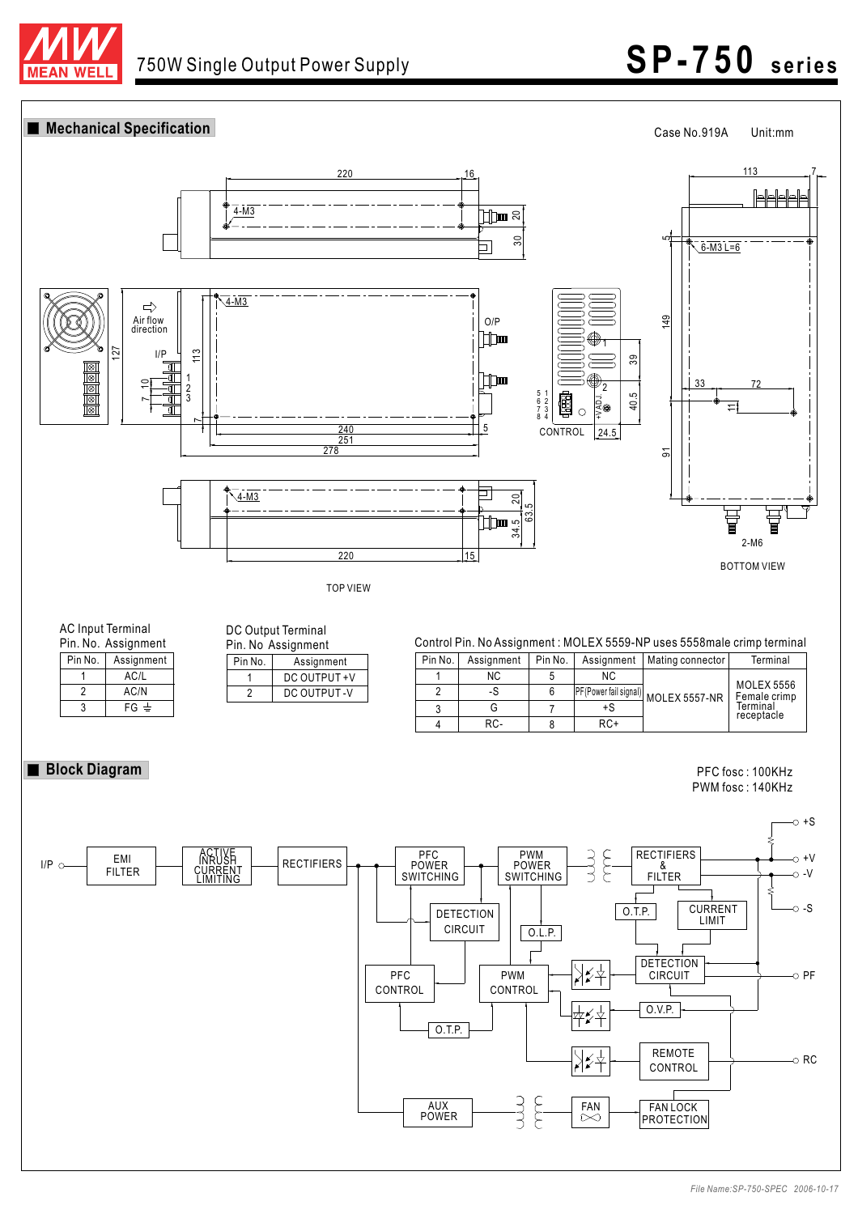750W Single Output Power Supply

# SP-750 series

## Mechanical Specification

Case No.919A Unit:mm

TOP VIEW

BOTTOM VIEW

AC Input Terminal
Pin. No. Assignment

| Pin No. | Assignment |
|---|---|
| 1 | AC/L |
| 2 | AC/N |
| 3 | FG ⏚ |

DC Output Terminal
Pin. No Assignment

| Pin No. | Assignment |
|---|---|
| 1 | DC OUTPUT +V |
| 2 | DC OUTPUT -V |

Control Pin. No Assignment : MOLEX 5559-NP uses 5558male crimp terminal

| Pin No. | Assignment | Pin No. | Assignment | Mating connector | Terminal |
|---|---|---|---|---|---|
| 1 | NC | 5 | NC | MOLEX 5557-NR | MOLEX 5556 Female crimp Terminal receptacle |
| 2 | -S | 6 | PF(Power fail signal) | | |
| 3 | G | 7 | +S | | |
| 4 | RC- | 8 | RC+ | | |

## Block Diagram

PFC fosc : 100KHz
PWM fosc : 140KHz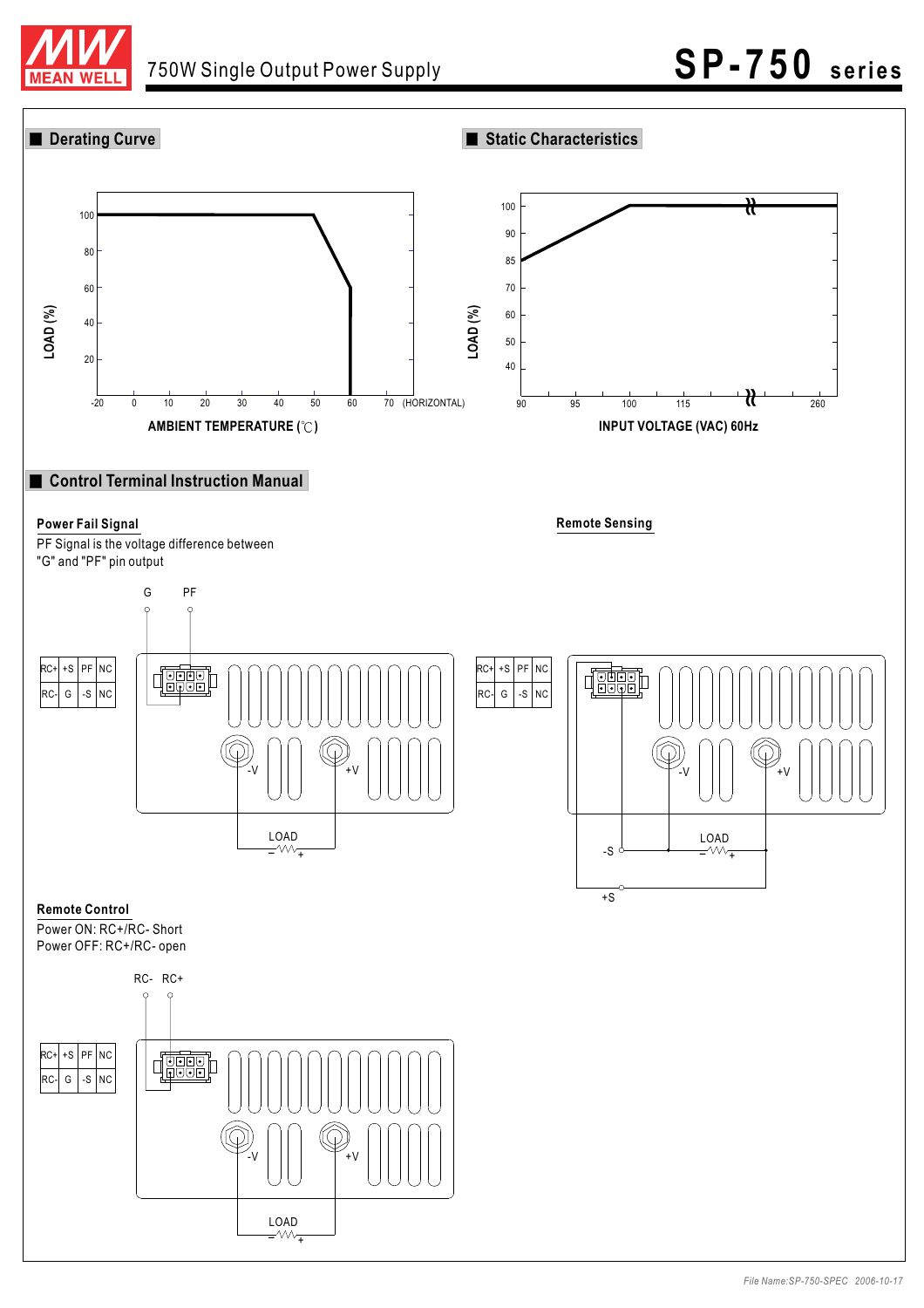## Derating Curve

LOAD (%)

100
80
60
40
20

-20 0 10 20 30 40 50 60 70 (HORIZONTAL)

AMBIENT TEMPERATURE (℃)

## Static Characteristics

LOAD (%)

100
90
85
70
60
50
40

90 95 100 115 260

INPUT VOLTAGE (VAC) 60Hz

## Control Terminal Instruction Manual

**Power Fail Signal**

PF Signal is the voltage difference between "G" and "PF" pin output

G PF

| | | | |
|---|---|---|---|
| RC+ | +S | PF | NC |
| RC- | G | -S | NC |

-V +V

LOAD

**Remote Sensing**

| | | | |
|---|---|---|---|
| RC+ | +S | PF | NC |
| RC- | G | -S | NC |

-V +V

-S LOAD

+S

**Remote Control**

Power ON: RC+/RC- Short
Power OFF: RC+/RC- open

RC- RC+

| | | | |
|---|---|---|---|
| RC+ | +S | PF | NC |
| RC- | G | -S | NC |

-V +V

LOAD

File Name:SP-750-SPEC 2006-10-17